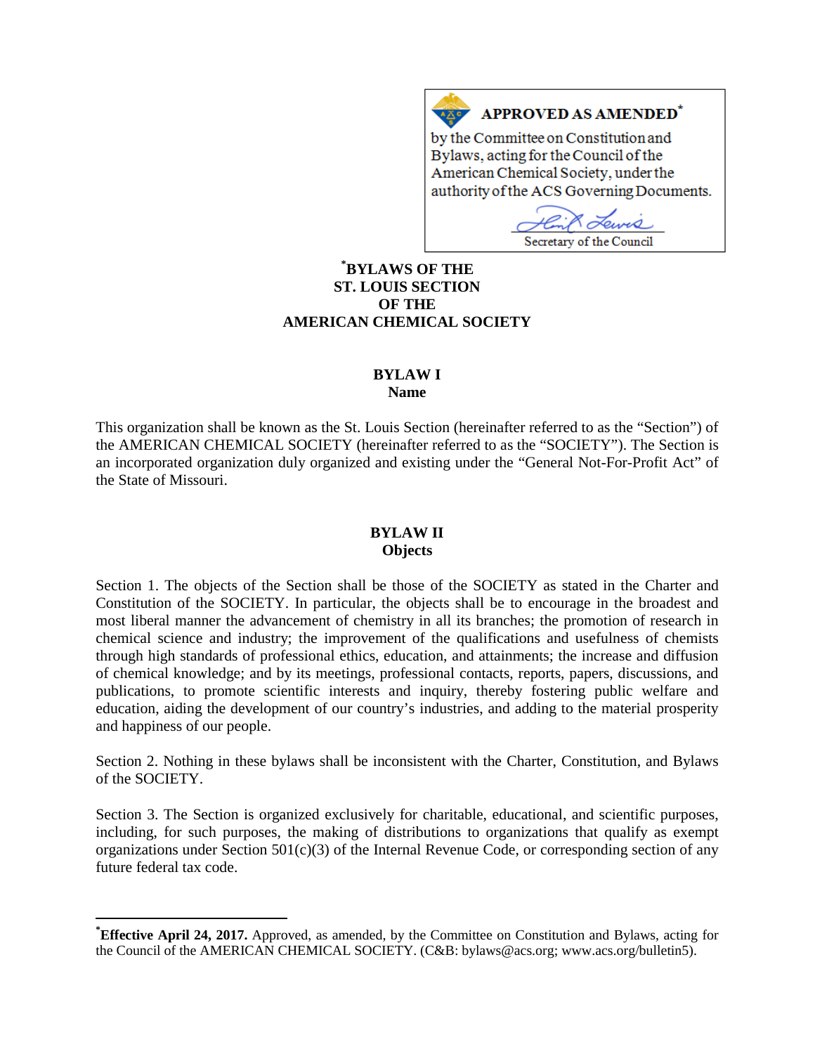**APPROVED AS AMENDED***

by the Committee on Constitution and Bylaws, acting for the Council of the American Chemical Society, under the authority of the ACS Governing Documents.

Secretary of the Council

# *BYLAWS OF THE ST. LOUIS SECTION OF THE AMERICAN CHEMICAL SOCIETY

## BYLAW I
### Name

This organization shall be known as the St. Louis Section (hereinafter referred to as the "Section") of the AMERICAN CHEMICAL SOCIETY (hereinafter referred to as the "SOCIETY"). The Section is an incorporated organization duly organized and existing under the "General Not-For-Profit Act" of the State of Missouri.

## BYLAW II
### Objects

Section 1. The objects of the Section shall be those of the SOCIETY as stated in the Charter and Constitution of the SOCIETY. In particular, the objects shall be to encourage in the broadest and most liberal manner the advancement of chemistry in all its branches; the promotion of research in chemical science and industry; the improvement of the qualifications and usefulness of chemists through high standards of professional ethics, education, and attainments; the increase and diffusion of chemical knowledge; and by its meetings, professional contacts, reports, papers, discussions, and publications, to promote scientific interests and inquiry, thereby fostering public welfare and education, aiding the development of our country's industries, and adding to the material prosperity and happiness of our people.

Section 2. Nothing in these bylaws shall be inconsistent with the Charter, Constitution, and Bylaws of the SOCIETY.

Section 3. The Section is organized exclusively for charitable, educational, and scientific purposes, including, for such purposes, the making of distributions to organizations that qualify as exempt organizations under Section 501(c)(3) of the Internal Revenue Code, or corresponding section of any future federal tax code.

---

***Effective April 24, 2017.** Approved, as amended, by the Committee on Constitution and Bylaws, acting for the Council of the AMERICAN CHEMICAL SOCIETY. (C&B: bylaws@acs.org; www.acs.org/bulletin5).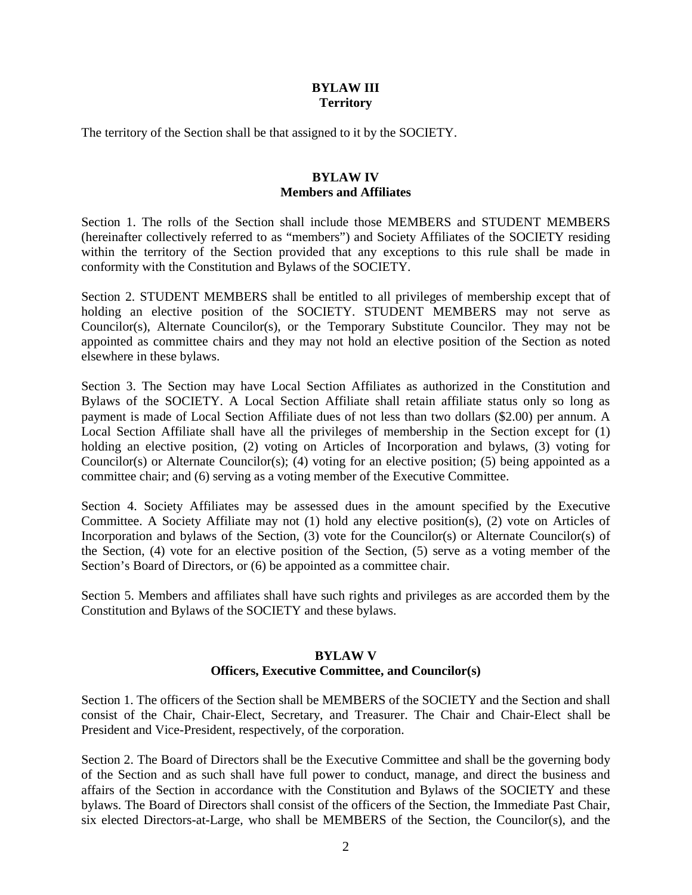## BYLAW III
**Territory**

The territory of the Section shall be that assigned to it by the SOCIETY.

## BYLAW IV
**Members and Affiliates**

Section 1. The rolls of the Section shall include those MEMBERS and STUDENT MEMBERS (hereinafter collectively referred to as "members") and Society Affiliates of the SOCIETY residing within the territory of the Section provided that any exceptions to this rule shall be made in conformity with the Constitution and Bylaws of the SOCIETY.

Section 2. STUDENT MEMBERS shall be entitled to all privileges of membership except that of holding an elective position of the SOCIETY. STUDENT MEMBERS may not serve as Councilor(s), Alternate Councilor(s), or the Temporary Substitute Councilor. They may not be appointed as committee chairs and they may not hold an elective position of the Section as noted elsewhere in these bylaws.

Section 3. The Section may have Local Section Affiliates as authorized in the Constitution and Bylaws of the SOCIETY. A Local Section Affiliate shall retain affiliate status only so long as payment is made of Local Section Affiliate dues of not less than two dollars ($2.00) per annum. A Local Section Affiliate shall have all the privileges of membership in the Section except for (1) holding an elective position, (2) voting on Articles of Incorporation and bylaws, (3) voting for Councilor(s) or Alternate Councilor(s); (4) voting for an elective position; (5) being appointed as a committee chair; and (6) serving as a voting member of the Executive Committee.

Section 4. Society Affiliates may be assessed dues in the amount specified by the Executive Committee. A Society Affiliate may not (1) hold any elective position(s), (2) vote on Articles of Incorporation and bylaws of the Section, (3) vote for the Councilor(s) or Alternate Councilor(s) of the Section, (4) vote for an elective position of the Section, (5) serve as a voting member of the Section's Board of Directors, or (6) be appointed as a committee chair.

Section 5. Members and affiliates shall have such rights and privileges as are accorded them by the Constitution and Bylaws of the SOCIETY and these bylaws.

## BYLAW V
**Officers, Executive Committee, and Councilor(s)**

Section 1. The officers of the Section shall be MEMBERS of the SOCIETY and the Section and shall consist of the Chair, Chair-Elect, Secretary, and Treasurer. The Chair and Chair-Elect shall be President and Vice-President, respectively, of the corporation.

Section 2. The Board of Directors shall be the Executive Committee and shall be the governing body of the Section and as such shall have full power to conduct, manage, and direct the business and affairs of the Section in accordance with the Constitution and Bylaws of the SOCIETY and these bylaws. The Board of Directors shall consist of the officers of the Section, the Immediate Past Chair, six elected Directors-at-Large, who shall be MEMBERS of the Section, the Councilor(s), and the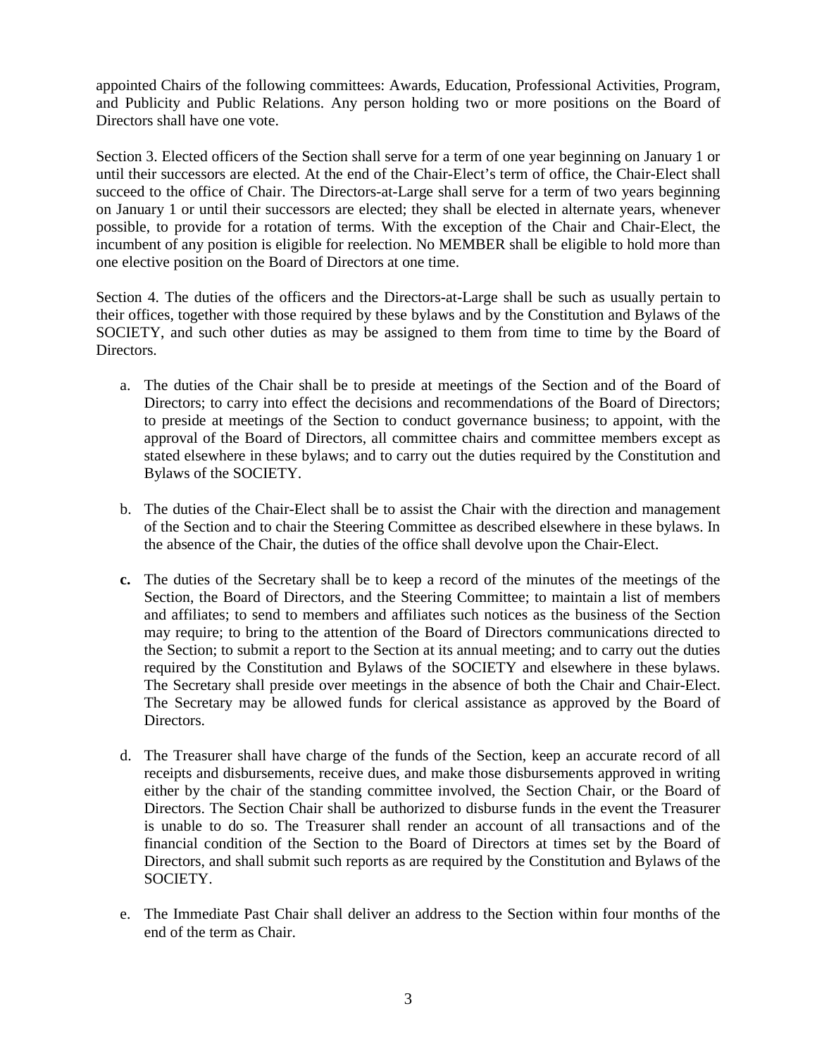appointed Chairs of the following committees: Awards, Education, Professional Activities, Program, and Publicity and Public Relations. Any person holding two or more positions on the Board of Directors shall have one vote.

Section 3. Elected officers of the Section shall serve for a term of one year beginning on January 1 or until their successors are elected. At the end of the Chair-Elect's term of office, the Chair-Elect shall succeed to the office of Chair. The Directors-at-Large shall serve for a term of two years beginning on January 1 or until their successors are elected; they shall be elected in alternate years, whenever possible, to provide for a rotation of terms. With the exception of the Chair and Chair-Elect, the incumbent of any position is eligible for reelection. No MEMBER shall be eligible to hold more than one elective position on the Board of Directors at one time.

Section 4. The duties of the officers and the Directors-at-Large shall be such as usually pertain to their offices, together with those required by these bylaws and by the Constitution and Bylaws of the SOCIETY, and such other duties as may be assigned to them from time to time by the Board of Directors.

a. The duties of the Chair shall be to preside at meetings of the Section and of the Board of Directors; to carry into effect the decisions and recommendations of the Board of Directors; to preside at meetings of the Section to conduct governance business; to appoint, with the approval of the Board of Directors, all committee chairs and committee members except as stated elsewhere in these bylaws; and to carry out the duties required by the Constitution and Bylaws of the SOCIETY.

b. The duties of the Chair-Elect shall be to assist the Chair with the direction and management of the Section and to chair the Steering Committee as described elsewhere in these bylaws. In the absence of the Chair, the duties of the office shall devolve upon the Chair-Elect.

**c.** The duties of the Secretary shall be to keep a record of the minutes of the meetings of the Section, the Board of Directors, and the Steering Committee; to maintain a list of members and affiliates; to send to members and affiliates such notices as the business of the Section may require; to bring to the attention of the Board of Directors communications directed to the Section; to submit a report to the Section at its annual meeting; and to carry out the duties required by the Constitution and Bylaws of the SOCIETY and elsewhere in these bylaws. The Secretary shall preside over meetings in the absence of both the Chair and Chair-Elect. The Secretary may be allowed funds for clerical assistance as approved by the Board of Directors.

d. The Treasurer shall have charge of the funds of the Section, keep an accurate record of all receipts and disbursements, receive dues, and make those disbursements approved in writing either by the chair of the standing committee involved, the Section Chair, or the Board of Directors. The Section Chair shall be authorized to disburse funds in the event the Treasurer is unable to do so. The Treasurer shall render an account of all transactions and of the financial condition of the Section to the Board of Directors at times set by the Board of Directors, and shall submit such reports as are required by the Constitution and Bylaws of the SOCIETY.

e. The Immediate Past Chair shall deliver an address to the Section within four months of the end of the term as Chair.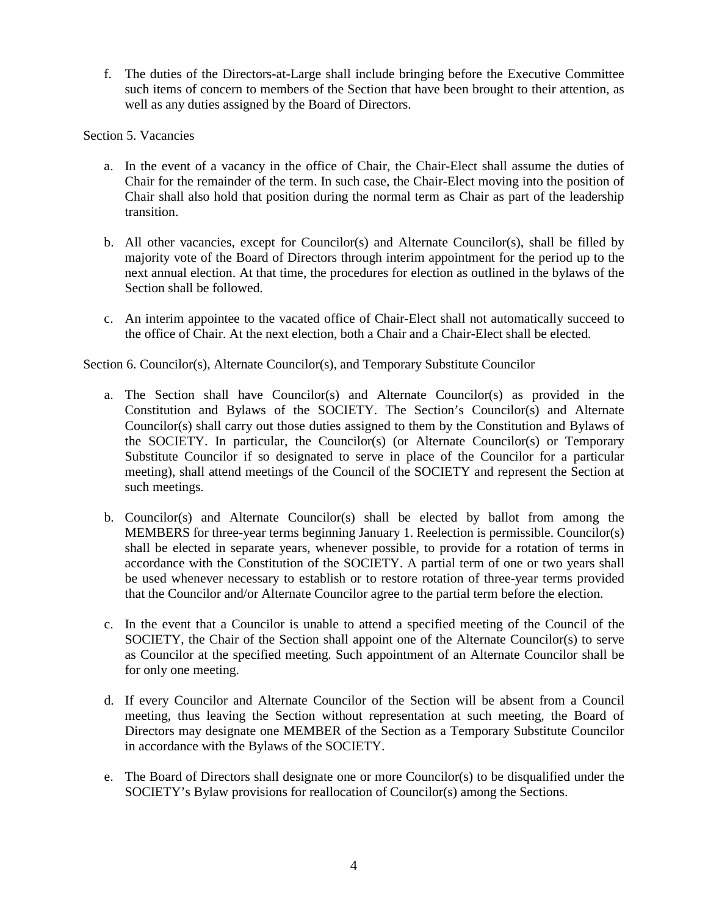f. The duties of the Directors-at-Large shall include bringing before the Executive Committee such items of concern to members of the Section that have been brought to their attention, as well as any duties assigned by the Board of Directors.

Section 5. Vacancies

a. In the event of a vacancy in the office of Chair, the Chair-Elect shall assume the duties of Chair for the remainder of the term. In such case, the Chair-Elect moving into the position of Chair shall also hold that position during the normal term as Chair as part of the leadership transition.

b. All other vacancies, except for Councilor(s) and Alternate Councilor(s), shall be filled by majority vote of the Board of Directors through interim appointment for the period up to the next annual election. At that time, the procedures for election as outlined in the bylaws of the Section shall be followed.

c. An interim appointee to the vacated office of Chair-Elect shall not automatically succeed to the office of Chair. At the next election, both a Chair and a Chair-Elect shall be elected.

Section 6. Councilor(s), Alternate Councilor(s), and Temporary Substitute Councilor

a. The Section shall have Councilor(s) and Alternate Councilor(s) as provided in the Constitution and Bylaws of the SOCIETY. The Section's Councilor(s) and Alternate Councilor(s) shall carry out those duties assigned to them by the Constitution and Bylaws of the SOCIETY. In particular, the Councilor(s) (or Alternate Councilor(s) or Temporary Substitute Councilor if so designated to serve in place of the Councilor for a particular meeting), shall attend meetings of the Council of the SOCIETY and represent the Section at such meetings.

b. Councilor(s) and Alternate Councilor(s) shall be elected by ballot from among the MEMBERS for three-year terms beginning January 1. Reelection is permissible. Councilor(s) shall be elected in separate years, whenever possible, to provide for a rotation of terms in accordance with the Constitution of the SOCIETY. A partial term of one or two years shall be used whenever necessary to establish or to restore rotation of three-year terms provided that the Councilor and/or Alternate Councilor agree to the partial term before the election.

c. In the event that a Councilor is unable to attend a specified meeting of the Council of the SOCIETY, the Chair of the Section shall appoint one of the Alternate Councilor(s) to serve as Councilor at the specified meeting. Such appointment of an Alternate Councilor shall be for only one meeting.

d. If every Councilor and Alternate Councilor of the Section will be absent from a Council meeting, thus leaving the Section without representation at such meeting, the Board of Directors may designate one MEMBER of the Section as a Temporary Substitute Councilor in accordance with the Bylaws of the SOCIETY.

e. The Board of Directors shall designate one or more Councilor(s) to be disqualified under the SOCIETY's Bylaw provisions for reallocation of Councilor(s) among the Sections.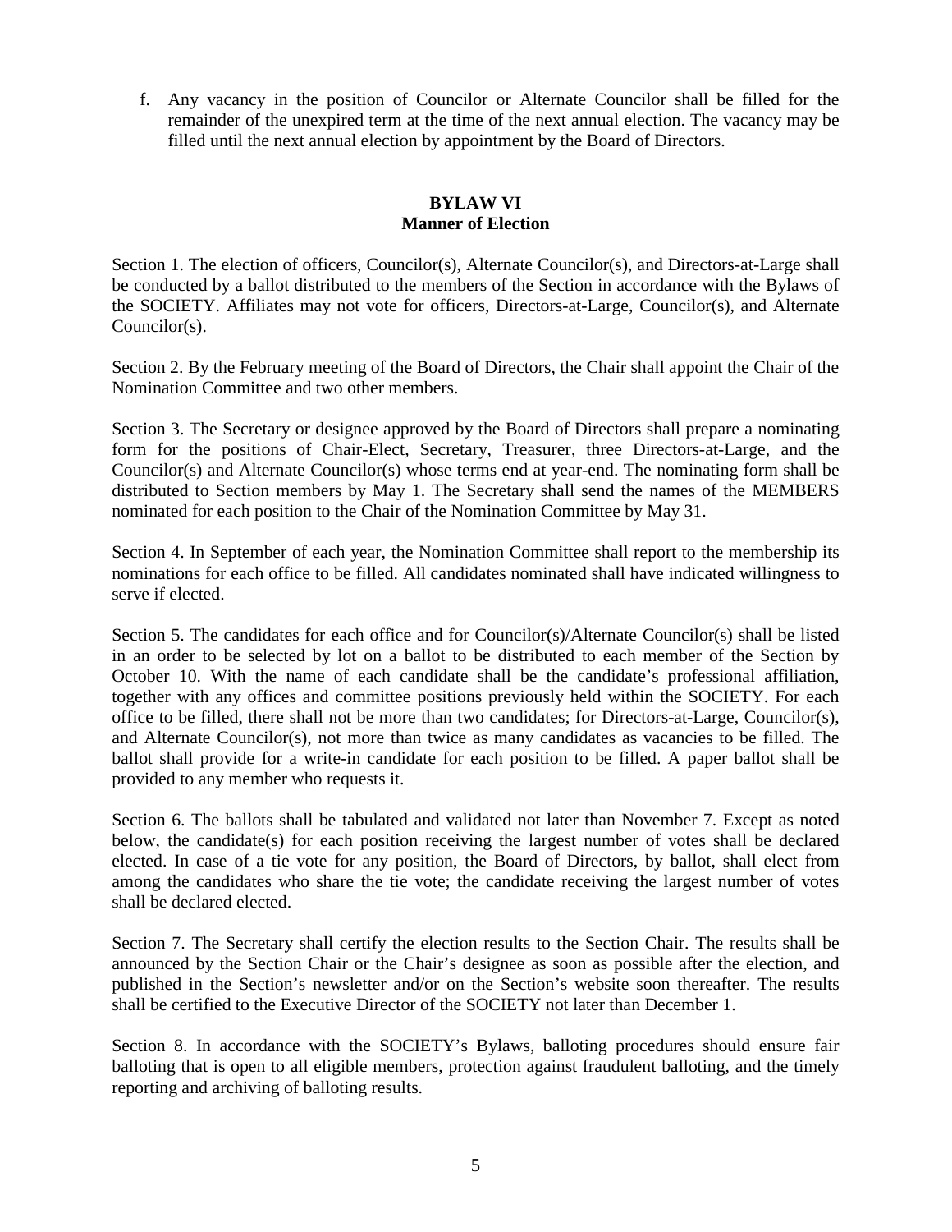f. Any vacancy in the position of Councilor or Alternate Councilor shall be filled for the remainder of the unexpired term at the time of the next annual election. The vacancy may be filled until the next annual election by appointment by the Board of Directors.

## BYLAW VI
## Manner of Election

Section 1. The election of officers, Councilor(s), Alternate Councilor(s), and Directors-at-Large shall be conducted by a ballot distributed to the members of the Section in accordance with the Bylaws of the SOCIETY. Affiliates may not vote for officers, Directors-at-Large, Councilor(s), and Alternate Councilor(s).

Section 2. By the February meeting of the Board of Directors, the Chair shall appoint the Chair of the Nomination Committee and two other members.

Section 3. The Secretary or designee approved by the Board of Directors shall prepare a nominating form for the positions of Chair-Elect, Secretary, Treasurer, three Directors-at-Large, and the Councilor(s) and Alternate Councilor(s) whose terms end at year-end. The nominating form shall be distributed to Section members by May 1. The Secretary shall send the names of the MEMBERS nominated for each position to the Chair of the Nomination Committee by May 31.

Section 4. In September of each year, the Nomination Committee shall report to the membership its nominations for each office to be filled. All candidates nominated shall have indicated willingness to serve if elected.

Section 5. The candidates for each office and for Councilor(s)/Alternate Councilor(s) shall be listed in an order to be selected by lot on a ballot to be distributed to each member of the Section by October 10. With the name of each candidate shall be the candidate's professional affiliation, together with any offices and committee positions previously held within the SOCIETY. For each office to be filled, there shall not be more than two candidates; for Directors-at-Large, Councilor(s), and Alternate Councilor(s), not more than twice as many candidates as vacancies to be filled. The ballot shall provide for a write-in candidate for each position to be filled. A paper ballot shall be provided to any member who requests it.

Section 6. The ballots shall be tabulated and validated not later than November 7. Except as noted below, the candidate(s) for each position receiving the largest number of votes shall be declared elected. In case of a tie vote for any position, the Board of Directors, by ballot, shall elect from among the candidates who share the tie vote; the candidate receiving the largest number of votes shall be declared elected.

Section 7. The Secretary shall certify the election results to the Section Chair. The results shall be announced by the Section Chair or the Chair's designee as soon as possible after the election, and published in the Section's newsletter and/or on the Section's website soon thereafter. The results shall be certified to the Executive Director of the SOCIETY not later than December 1.

Section 8. In accordance with the SOCIETY's Bylaws, balloting procedures should ensure fair balloting that is open to all eligible members, protection against fraudulent balloting, and the timely reporting and archiving of balloting results.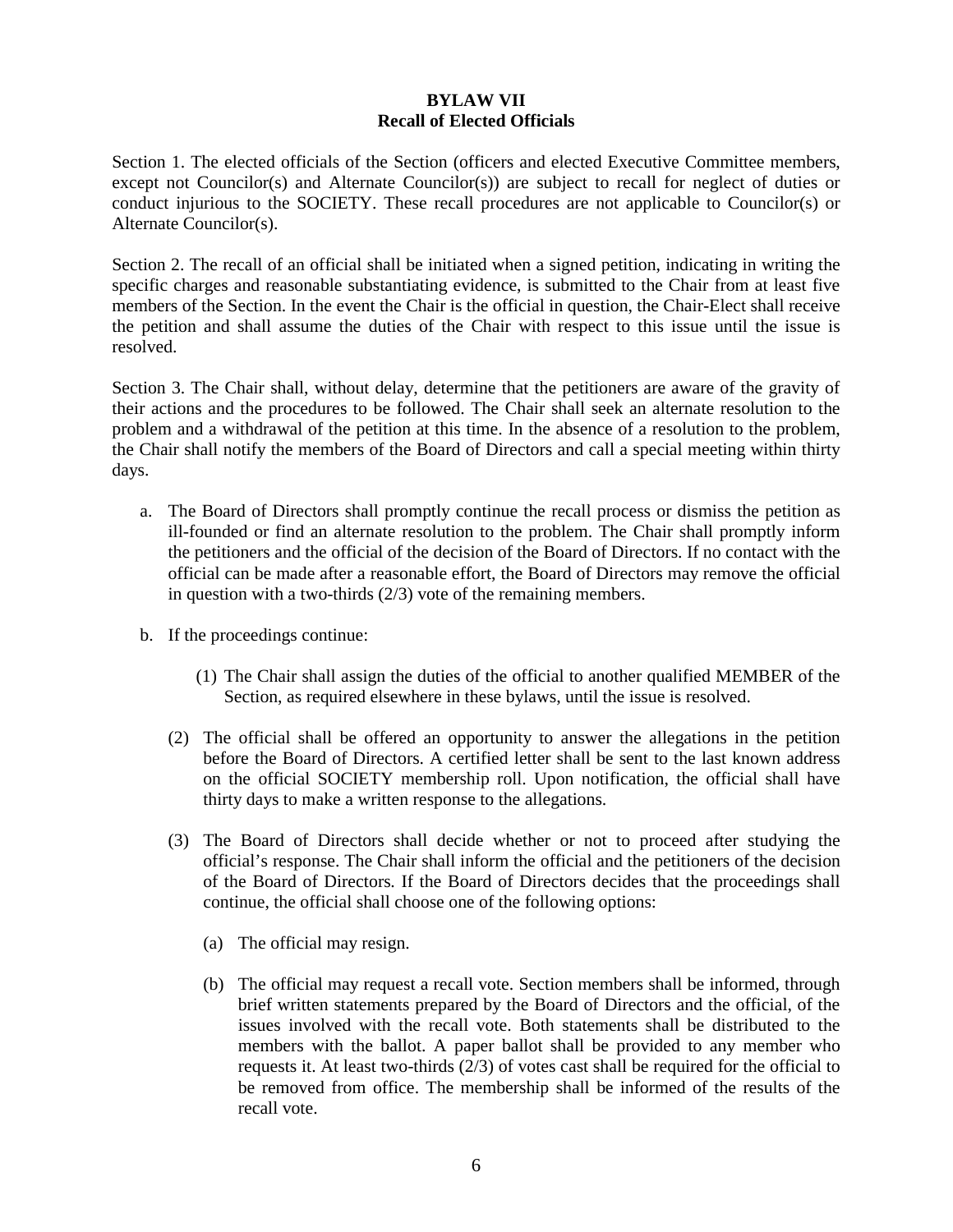# BYLAW VII
## Recall of Elected Officials

Section 1. The elected officials of the Section (officers and elected Executive Committee members, except not Councilor(s) and Alternate Councilor(s)) are subject to recall for neglect of duties or conduct injurious to the SOCIETY. These recall procedures are not applicable to Councilor(s) or Alternate Councilor(s).

Section 2. The recall of an official shall be initiated when a signed petition, indicating in writing the specific charges and reasonable substantiating evidence, is submitted to the Chair from at least five members of the Section. In the event the Chair is the official in question, the Chair-Elect shall receive the petition and shall assume the duties of the Chair with respect to this issue until the issue is resolved.

Section 3. The Chair shall, without delay, determine that the petitioners are aware of the gravity of their actions and the procedures to be followed. The Chair shall seek an alternate resolution to the problem and a withdrawal of the petition at this time. In the absence of a resolution to the problem, the Chair shall notify the members of the Board of Directors and call a special meeting within thirty days.

a. The Board of Directors shall promptly continue the recall process or dismiss the petition as ill-founded or find an alternate resolution to the problem. The Chair shall promptly inform the petitioners and the official of the decision of the Board of Directors. If no contact with the official can be made after a reasonable effort, the Board of Directors may remove the official in question with a two-thirds (2/3) vote of the remaining members.

b. If the proceedings continue:

   (1) The Chair shall assign the duties of the official to another qualified MEMBER of the Section, as required elsewhere in these bylaws, until the issue is resolved.

   (2) The official shall be offered an opportunity to answer the allegations in the petition before the Board of Directors. A certified letter shall be sent to the last known address on the official SOCIETY membership roll. Upon notification, the official shall have thirty days to make a written response to the allegations.

   (3) The Board of Directors shall decide whether or not to proceed after studying the official's response. The Chair shall inform the official and the petitioners of the decision of the Board of Directors. If the Board of Directors decides that the proceedings shall continue, the official shall choose one of the following options:

      (a) The official may resign.

      (b) The official may request a recall vote. Section members shall be informed, through brief written statements prepared by the Board of Directors and the official, of the issues involved with the recall vote. Both statements shall be distributed to the members with the ballot. A paper ballot shall be provided to any member who requests it. At least two-thirds (2/3) of votes cast shall be required for the official to be removed from office. The membership shall be informed of the results of the recall vote.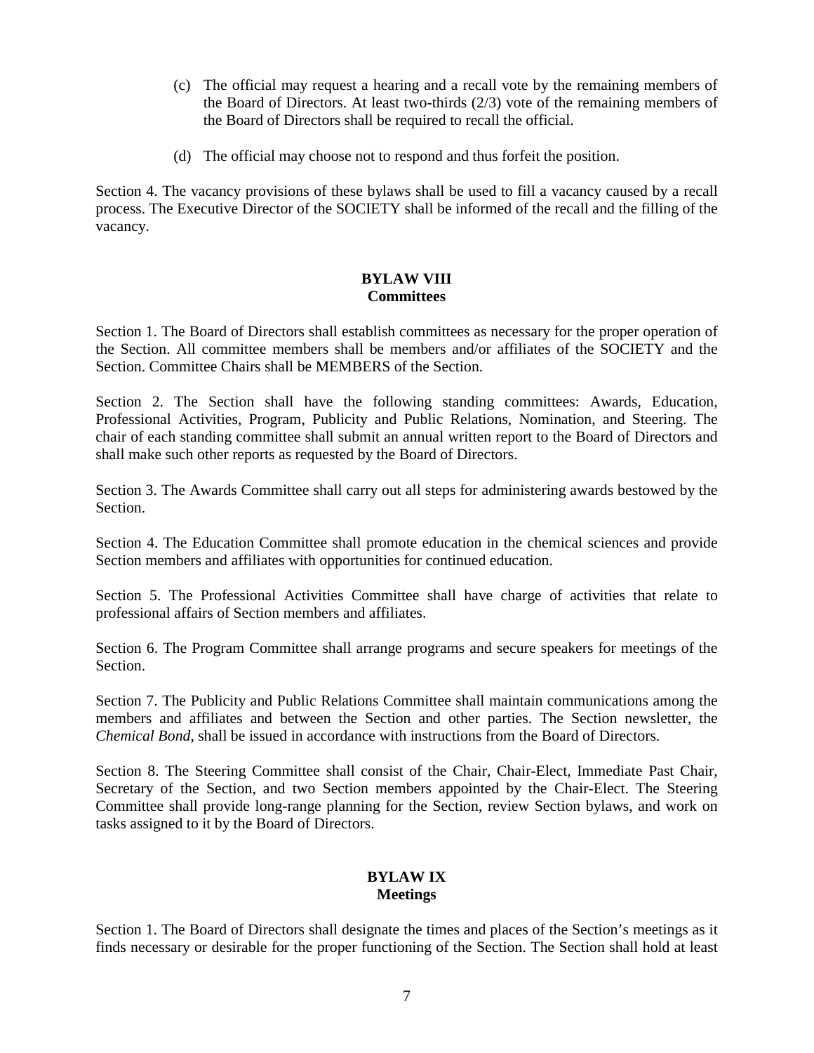(c) The official may request a hearing and a recall vote by the remaining members of the Board of Directors. At least two-thirds (2/3) vote of the remaining members of the Board of Directors shall be required to recall the official.

(d) The official may choose not to respond and thus forfeit the position.

Section 4. The vacancy provisions of these bylaws shall be used to fill a vacancy caused by a recall process. The Executive Director of the SOCIETY shall be informed of the recall and the filling of the vacancy.

## BYLAW VIII
## Committees

Section 1. The Board of Directors shall establish committees as necessary for the proper operation of the Section. All committee members shall be members and/or affiliates of the SOCIETY and the Section. Committee Chairs shall be MEMBERS of the Section.

Section 2. The Section shall have the following standing committees: Awards, Education, Professional Activities, Program, Publicity and Public Relations, Nomination, and Steering. The chair of each standing committee shall submit an annual written report to the Board of Directors and shall make such other reports as requested by the Board of Directors.

Section 3. The Awards Committee shall carry out all steps for administering awards bestowed by the Section.

Section 4. The Education Committee shall promote education in the chemical sciences and provide Section members and affiliates with opportunities for continued education.

Section 5. The Professional Activities Committee shall have charge of activities that relate to professional affairs of Section members and affiliates.

Section 6. The Program Committee shall arrange programs and secure speakers for meetings of the Section.

Section 7. The Publicity and Public Relations Committee shall maintain communications among the members and affiliates and between the Section and other parties. The Section newsletter, the *Chemical Bond*, shall be issued in accordance with instructions from the Board of Directors.

Section 8. The Steering Committee shall consist of the Chair, Chair-Elect, Immediate Past Chair, Secretary of the Section, and two Section members appointed by the Chair-Elect. The Steering Committee shall provide long-range planning for the Section, review Section bylaws, and work on tasks assigned to it by the Board of Directors.

## BYLAW IX
## Meetings

Section 1. The Board of Directors shall designate the times and places of the Section's meetings as it finds necessary or desirable for the proper functioning of the Section. The Section shall hold at least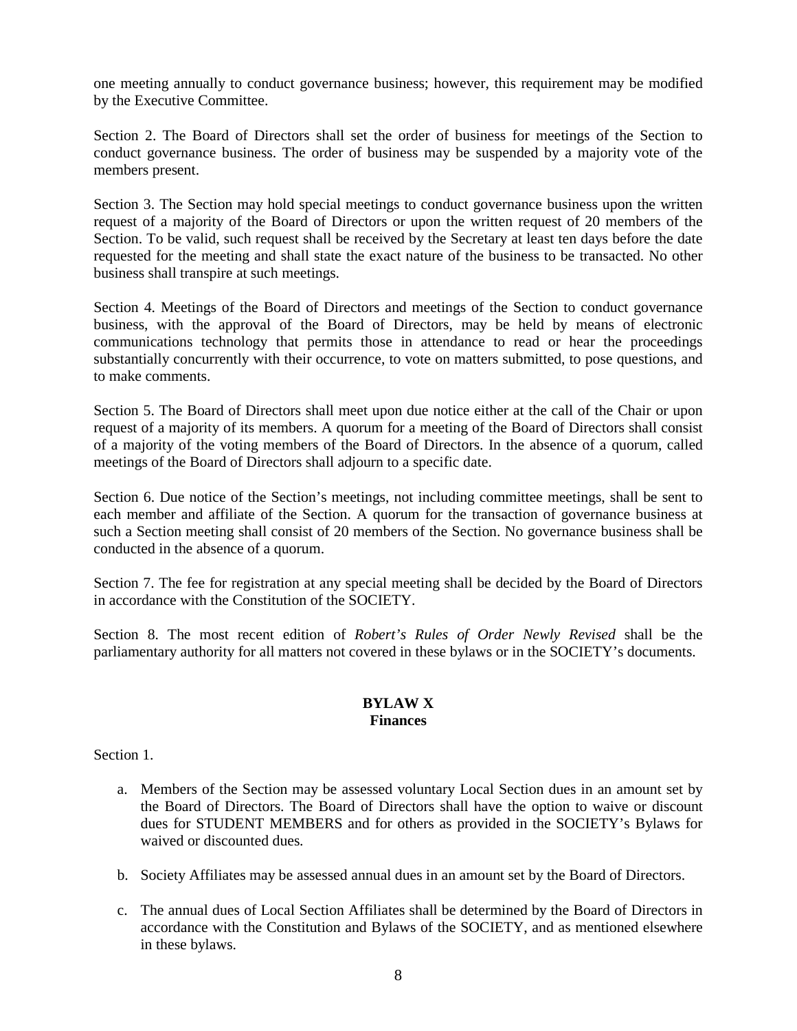one meeting annually to conduct governance business; however, this requirement may be modified by the Executive Committee.

Section 2. The Board of Directors shall set the order of business for meetings of the Section to conduct governance business. The order of business may be suspended by a majority vote of the members present.

Section 3. The Section may hold special meetings to conduct governance business upon the written request of a majority of the Board of Directors or upon the written request of 20 members of the Section. To be valid, such request shall be received by the Secretary at least ten days before the date requested for the meeting and shall state the exact nature of the business to be transacted. No other business shall transpire at such meetings.

Section 4. Meetings of the Board of Directors and meetings of the Section to conduct governance business, with the approval of the Board of Directors, may be held by means of electronic communications technology that permits those in attendance to read or hear the proceedings substantially concurrently with their occurrence, to vote on matters submitted, to pose questions, and to make comments.

Section 5. The Board of Directors shall meet upon due notice either at the call of the Chair or upon request of a majority of its members. A quorum for a meeting of the Board of Directors shall consist of a majority of the voting members of the Board of Directors. In the absence of a quorum, called meetings of the Board of Directors shall adjourn to a specific date.

Section 6. Due notice of the Section's meetings, not including committee meetings, shall be sent to each member and affiliate of the Section. A quorum for the transaction of governance business at such a Section meeting shall consist of 20 members of the Section. No governance business shall be conducted in the absence of a quorum.

Section 7. The fee for registration at any special meeting shall be decided by the Board of Directors in accordance with the Constitution of the SOCIETY.

Section 8. The most recent edition of *Robert's Rules of Order Newly Revised* shall be the parliamentary authority for all matters not covered in these bylaws or in the SOCIETY's documents.

## BYLAW X
## Finances

Section 1.

a. Members of the Section may be assessed voluntary Local Section dues in an amount set by the Board of Directors. The Board of Directors shall have the option to waive or discount dues for STUDENT MEMBERS and for others as provided in the SOCIETY's Bylaws for waived or discounted dues.

b. Society Affiliates may be assessed annual dues in an amount set by the Board of Directors.

c. The annual dues of Local Section Affiliates shall be determined by the Board of Directors in accordance with the Constitution and Bylaws of the SOCIETY, and as mentioned elsewhere in these bylaws.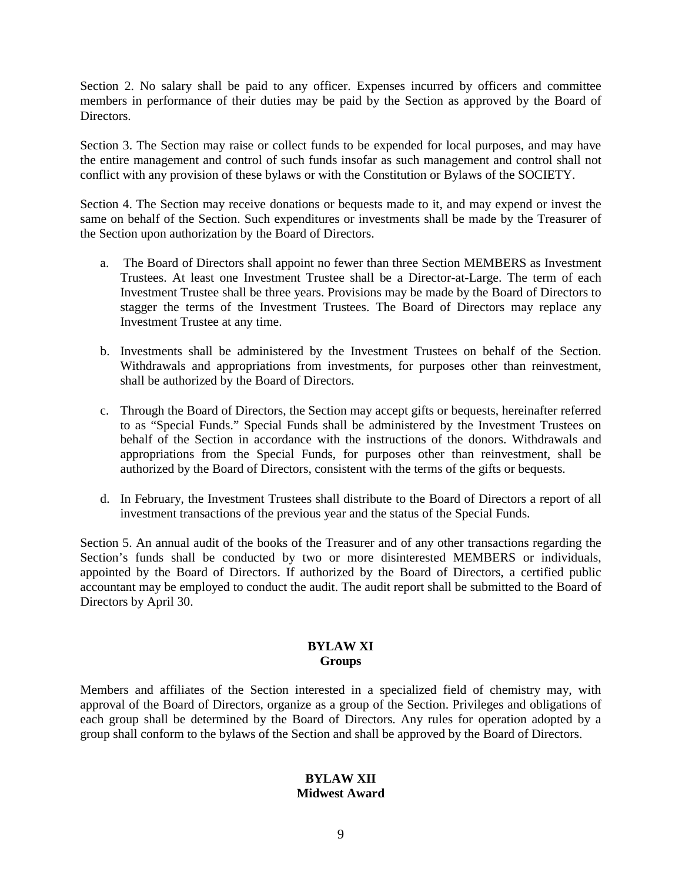Section 2. No salary shall be paid to any officer. Expenses incurred by officers and committee members in performance of their duties may be paid by the Section as approved by the Board of Directors.

Section 3. The Section may raise or collect funds to be expended for local purposes, and may have the entire management and control of such funds insofar as such management and control shall not conflict with any provision of these bylaws or with the Constitution or Bylaws of the SOCIETY.

Section 4. The Section may receive donations or bequests made to it, and may expend or invest the same on behalf of the Section. Such expenditures or investments shall be made by the Treasurer of the Section upon authorization by the Board of Directors.

a. The Board of Directors shall appoint no fewer than three Section MEMBERS as Investment Trustees. At least one Investment Trustee shall be a Director-at-Large. The term of each Investment Trustee shall be three years. Provisions may be made by the Board of Directors to stagger the terms of the Investment Trustees. The Board of Directors may replace any Investment Trustee at any time.

b. Investments shall be administered by the Investment Trustees on behalf of the Section. Withdrawals and appropriations from investments, for purposes other than reinvestment, shall be authorized by the Board of Directors.

c. Through the Board of Directors, the Section may accept gifts or bequests, hereinafter referred to as "Special Funds." Special Funds shall be administered by the Investment Trustees on behalf of the Section in accordance with the instructions of the donors. Withdrawals and appropriations from the Special Funds, for purposes other than reinvestment, shall be authorized by the Board of Directors, consistent with the terms of the gifts or bequests.

d. In February, the Investment Trustees shall distribute to the Board of Directors a report of all investment transactions of the previous year and the status of the Special Funds.

Section 5. An annual audit of the books of the Treasurer and of any other transactions regarding the Section's funds shall be conducted by two or more disinterested MEMBERS or individuals, appointed by the Board of Directors. If authorized by the Board of Directors, a certified public accountant may be employed to conduct the audit. The audit report shall be submitted to the Board of Directors by April 30.

## BYLAW XI
## Groups

Members and affiliates of the Section interested in a specialized field of chemistry may, with approval of the Board of Directors, organize as a group of the Section. Privileges and obligations of each group shall be determined by the Board of Directors. Any rules for operation adopted by a group shall conform to the bylaws of the Section and shall be approved by the Board of Directors.

## BYLAW XII
## Midwest Award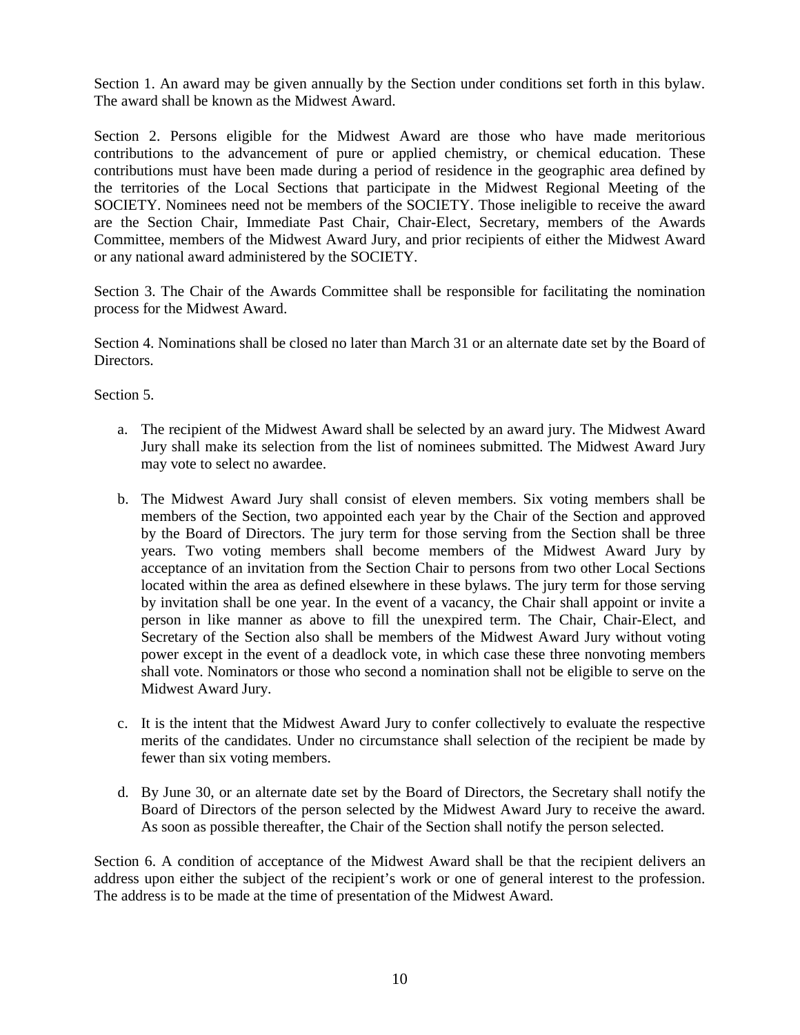Section 1. An award may be given annually by the Section under conditions set forth in this bylaw. The award shall be known as the Midwest Award.

Section 2. Persons eligible for the Midwest Award are those who have made meritorious contributions to the advancement of pure or applied chemistry, or chemical education. These contributions must have been made during a period of residence in the geographic area defined by the territories of the Local Sections that participate in the Midwest Regional Meeting of the SOCIETY. Nominees need not be members of the SOCIETY. Those ineligible to receive the award are the Section Chair, Immediate Past Chair, Chair-Elect, Secretary, members of the Awards Committee, members of the Midwest Award Jury, and prior recipients of either the Midwest Award or any national award administered by the SOCIETY.

Section 3. The Chair of the Awards Committee shall be responsible for facilitating the nomination process for the Midwest Award.

Section 4. Nominations shall be closed no later than March 31 or an alternate date set by the Board of Directors.

Section 5.

a. The recipient of the Midwest Award shall be selected by an award jury. The Midwest Award Jury shall make its selection from the list of nominees submitted. The Midwest Award Jury may vote to select no awardee.

b. The Midwest Award Jury shall consist of eleven members. Six voting members shall be members of the Section, two appointed each year by the Chair of the Section and approved by the Board of Directors. The jury term for those serving from the Section shall be three years. Two voting members shall become members of the Midwest Award Jury by acceptance of an invitation from the Section Chair to persons from two other Local Sections located within the area as defined elsewhere in these bylaws. The jury term for those serving by invitation shall be one year. In the event of a vacancy, the Chair shall appoint or invite a person in like manner as above to fill the unexpired term. The Chair, Chair-Elect, and Secretary of the Section also shall be members of the Midwest Award Jury without voting power except in the event of a deadlock vote, in which case these three nonvoting members shall vote. Nominators or those who second a nomination shall not be eligible to serve on the Midwest Award Jury.

c. It is the intent that the Midwest Award Jury to confer collectively to evaluate the respective merits of the candidates. Under no circumstance shall selection of the recipient be made by fewer than six voting members.

d. By June 30, or an alternate date set by the Board of Directors, the Secretary shall notify the Board of Directors of the person selected by the Midwest Award Jury to receive the award. As soon as possible thereafter, the Chair of the Section shall notify the person selected.

Section 6. A condition of acceptance of the Midwest Award shall be that the recipient delivers an address upon either the subject of the recipient's work or one of general interest to the profession. The address is to be made at the time of presentation of the Midwest Award.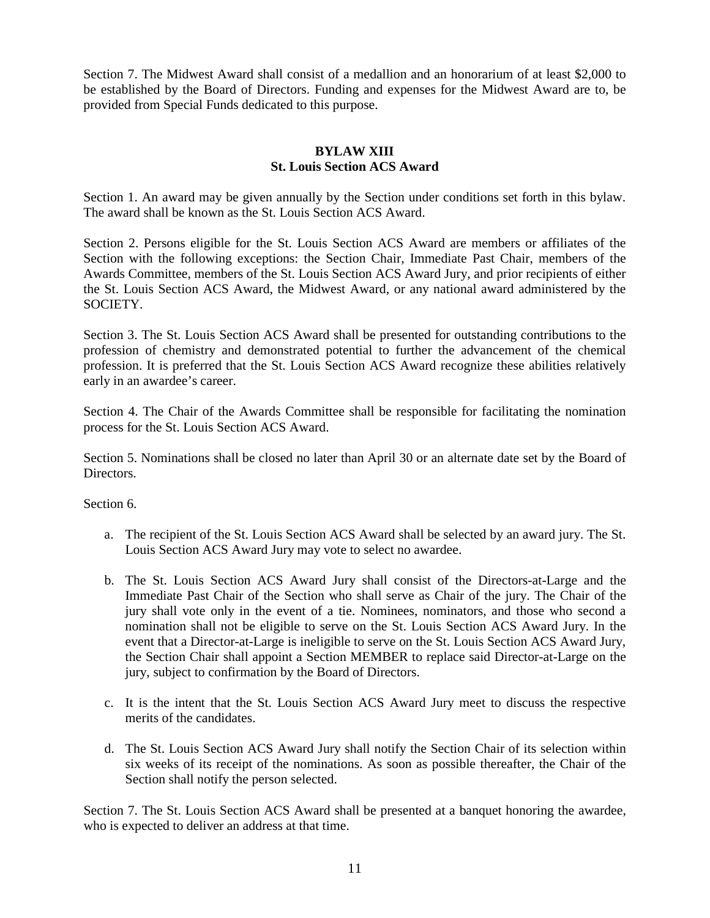Section 7. The Midwest Award shall consist of a medallion and an honorarium of at least $2,000 to be established by the Board of Directors. Funding and expenses for the Midwest Award are to, be provided from Special Funds dedicated to this purpose.

## BYLAW XIII
## St. Louis Section ACS Award

Section 1. An award may be given annually by the Section under conditions set forth in this bylaw. The award shall be known as the St. Louis Section ACS Award.

Section 2. Persons eligible for the St. Louis Section ACS Award are members or affiliates of the Section with the following exceptions: the Section Chair, Immediate Past Chair, members of the Awards Committee, members of the St. Louis Section ACS Award Jury, and prior recipients of either the St. Louis Section ACS Award, the Midwest Award, or any national award administered by the SOCIETY.

Section 3. The St. Louis Section ACS Award shall be presented for outstanding contributions to the profession of chemistry and demonstrated potential to further the advancement of the chemical profession. It is preferred that the St. Louis Section ACS Award recognize these abilities relatively early in an awardee's career.

Section 4. The Chair of the Awards Committee shall be responsible for facilitating the nomination process for the St. Louis Section ACS Award.

Section 5. Nominations shall be closed no later than April 30 or an alternate date set by the Board of Directors.

Section 6.

a. The recipient of the St. Louis Section ACS Award shall be selected by an award jury. The St. Louis Section ACS Award Jury may vote to select no awardee.

b. The St. Louis Section ACS Award Jury shall consist of the Directors-at-Large and the Immediate Past Chair of the Section who shall serve as Chair of the jury. The Chair of the jury shall vote only in the event of a tie. Nominees, nominators, and those who second a nomination shall not be eligible to serve on the St. Louis Section ACS Award Jury. In the event that a Director-at-Large is ineligible to serve on the St. Louis Section ACS Award Jury, the Section Chair shall appoint a Section MEMBER to replace said Director-at-Large on the jury, subject to confirmation by the Board of Directors.

c. It is the intent that the St. Louis Section ACS Award Jury meet to discuss the respective merits of the candidates.

d. The St. Louis Section ACS Award Jury shall notify the Section Chair of its selection within six weeks of its receipt of the nominations. As soon as possible thereafter, the Chair of the Section shall notify the person selected.

Section 7. The St. Louis Section ACS Award shall be presented at a banquet honoring the awardee, who is expected to deliver an address at that time.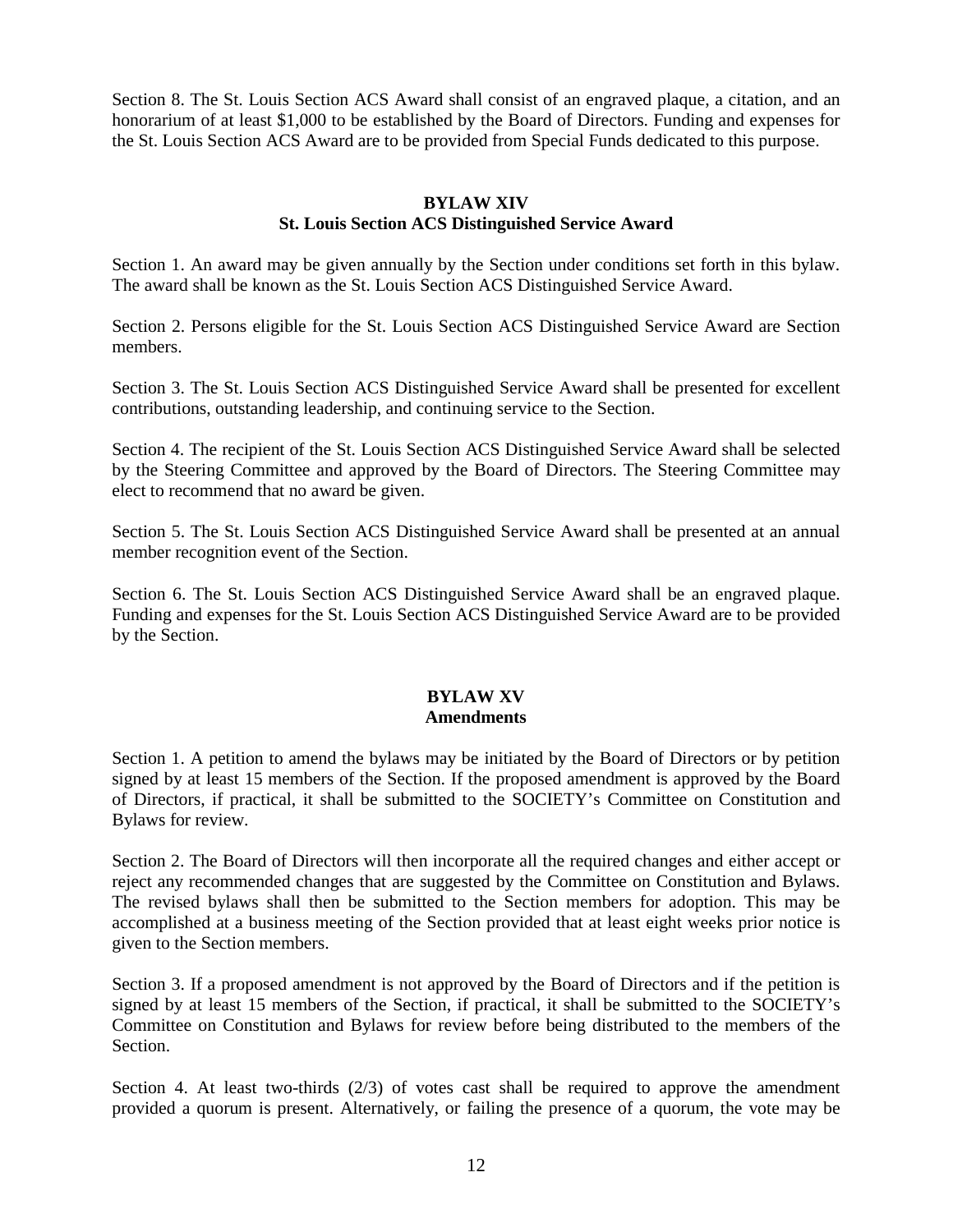Section 8. The St. Louis Section ACS Award shall consist of an engraved plaque, a citation, and an honorarium of at least $1,000 to be established by the Board of Directors. Funding and expenses for the St. Louis Section ACS Award are to be provided from Special Funds dedicated to this purpose.

## BYLAW XIV
## St. Louis Section ACS Distinguished Service Award

Section 1. An award may be given annually by the Section under conditions set forth in this bylaw. The award shall be known as the St. Louis Section ACS Distinguished Service Award.

Section 2. Persons eligible for the St. Louis Section ACS Distinguished Service Award are Section members.

Section 3. The St. Louis Section ACS Distinguished Service Award shall be presented for excellent contributions, outstanding leadership, and continuing service to the Section.

Section 4. The recipient of the St. Louis Section ACS Distinguished Service Award shall be selected by the Steering Committee and approved by the Board of Directors. The Steering Committee may elect to recommend that no award be given.

Section 5. The St. Louis Section ACS Distinguished Service Award shall be presented at an annual member recognition event of the Section.

Section 6. The St. Louis Section ACS Distinguished Service Award shall be an engraved plaque. Funding and expenses for the St. Louis Section ACS Distinguished Service Award are to be provided by the Section.

## BYLAW XV
## Amendments

Section 1. A petition to amend the bylaws may be initiated by the Board of Directors or by petition signed by at least 15 members of the Section. If the proposed amendment is approved by the Board of Directors, if practical, it shall be submitted to the SOCIETY's Committee on Constitution and Bylaws for review.

Section 2. The Board of Directors will then incorporate all the required changes and either accept or reject any recommended changes that are suggested by the Committee on Constitution and Bylaws. The revised bylaws shall then be submitted to the Section members for adoption. This may be accomplished at a business meeting of the Section provided that at least eight weeks prior notice is given to the Section members.

Section 3. If a proposed amendment is not approved by the Board of Directors and if the petition is signed by at least 15 members of the Section, if practical, it shall be submitted to the SOCIETY's Committee on Constitution and Bylaws for review before being distributed to the members of the Section.

Section 4. At least two-thirds (2/3) of votes cast shall be required to approve the amendment provided a quorum is present. Alternatively, or failing the presence of a quorum, the vote may be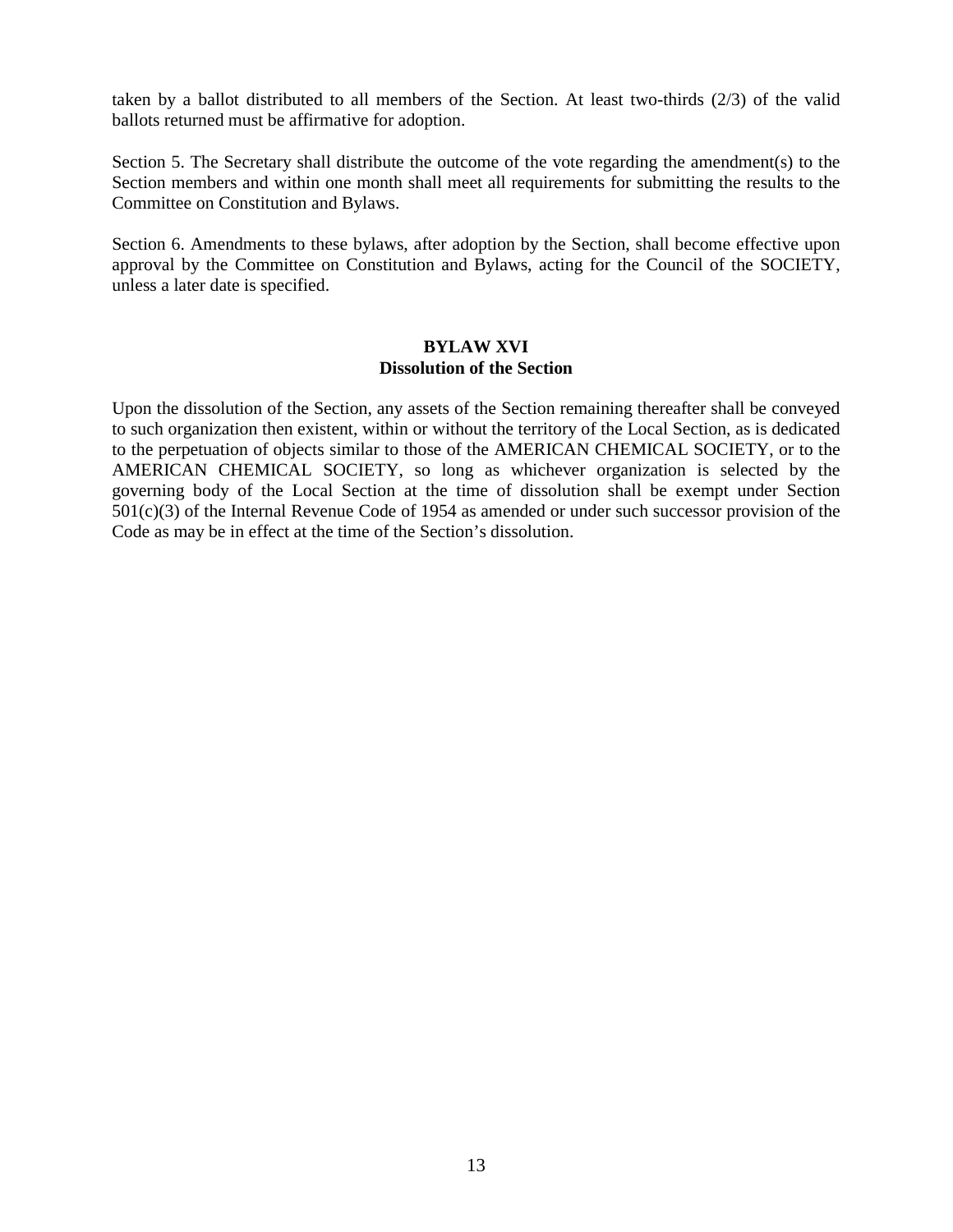taken by a ballot distributed to all members of the Section. At least two-thirds (2/3) of the valid ballots returned must be affirmative for adoption.

Section 5. The Secretary shall distribute the outcome of the vote regarding the amendment(s) to the Section members and within one month shall meet all requirements for submitting the results to the Committee on Constitution and Bylaws.

Section 6. Amendments to these bylaws, after adoption by the Section, shall become effective upon approval by the Committee on Constitution and Bylaws, acting for the Council of the SOCIETY, unless a later date is specified.

## BYLAW XVI
## Dissolution of the Section

Upon the dissolution of the Section, any assets of the Section remaining thereafter shall be conveyed to such organization then existent, within or without the territory of the Local Section, as is dedicated to the perpetuation of objects similar to those of the AMERICAN CHEMICAL SOCIETY, or to the AMERICAN CHEMICAL SOCIETY, so long as whichever organization is selected by the governing body of the Local Section at the time of dissolution shall be exempt under Section 501(c)(3) of the Internal Revenue Code of 1954 as amended or under such successor provision of the Code as may be in effect at the time of the Section's dissolution.